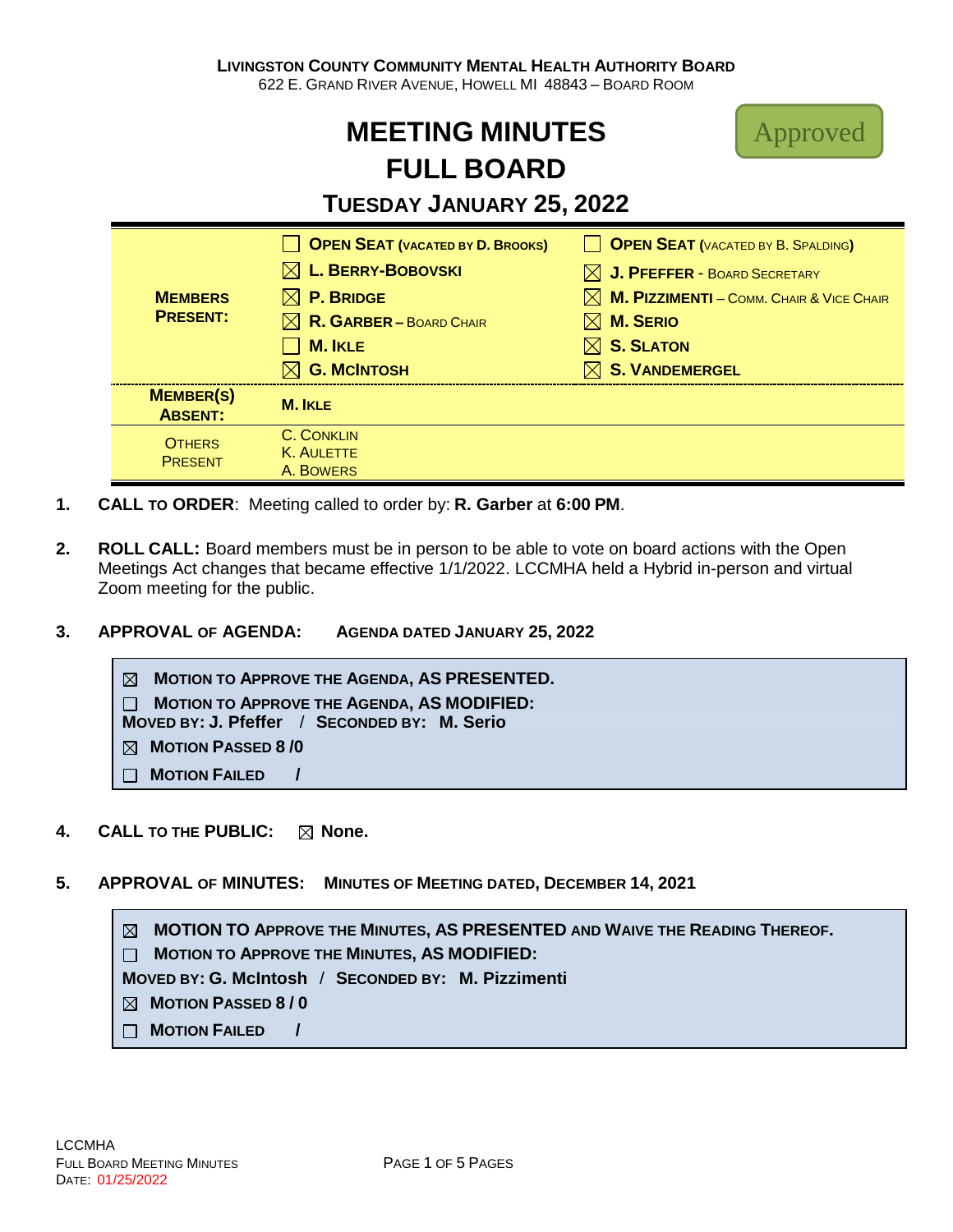**LIVINGSTON COUNTY COMMUNITY MENTAL HEALTH AUTHORITY BOARD**
622 E. GRAND RIVER AVENUE, HOWELL MI 48843 – BOARD ROOM

# MEETING MINUTES
# FULL BOARD

Approved

## TUESDAY JANUARY 25, 2022

| | | |
|---|---|---|
| **MEMBERS PRESENT:** | ☐ **OPEN SEAT (VACATED BY D. BROOKS)** | ☐ **OPEN SEAT (VACATED BY B. SPALDING)** |
| | ☒ **L. BERRY-BOBOVSKI** | ☒ **J. PFEFFER** - BOARD SECRETARY |
| | ☒ **P. BRIDGE** | ☒ **M. PIZZIMENTI** – COMM. CHAIR & VICE CHAIR |
| | ☒ **R. GARBER** – BOARD CHAIR | ☒ **M. SERIO** |
| | ☐ **M. IKLE** | ☒ **S. SLATON** |
| | ☒ **G. MCINTOSH** | ☒ **S. VANDEMERGEL** |
| **MEMBER(S) ABSENT:** | **M. IKLE** | |
| OTHERS PRESENT | C. CONKLIN<br>K. AULETTE<br>A. BOWERS | |

1. **CALL TO ORDER**: Meeting called to order by: **R. Garber** at **6:00 PM**.

2. **ROLL CALL:** Board members must be in person to be able to vote on board actions with the Open Meetings Act changes that became effective 1/1/2022. LCCMHA held a Hybrid in-person and virtual Zoom meeting for the public.

3. **APPROVAL OF AGENDA:** **AGENDA DATED JANUARY 25, 2022**

> ☒ **MOTION TO APPROVE THE AGENDA, AS PRESENTED.**
> ☐ **MOTION TO APPROVE THE AGENDA, AS MODIFIED:**
> **MOVED BY: J. Pfeffer** / **SECONDED BY: M. Serio**
> ☒ **MOTION PASSED 8 /0**
> ☐ **MOTION FAILED /**

4. **CALL TO THE PUBLIC:** ☒ **None.**

5. **APPROVAL OF MINUTES:** **MINUTES OF MEETING DATED, DECEMBER 14, 2021**

> ☒ **MOTION TO APPROVE THE MINUTES, AS PRESENTED AND WAIVE THE READING THEREOF.**
> ☐ **MOTION TO APPROVE THE MINUTES, AS MODIFIED:**
> **MOVED BY: G. McIntosh** / **SECONDED BY: M. Pizzimenti**
> ☒ **MOTION PASSED 8 / 0**
> ☐ **MOTION FAILED /**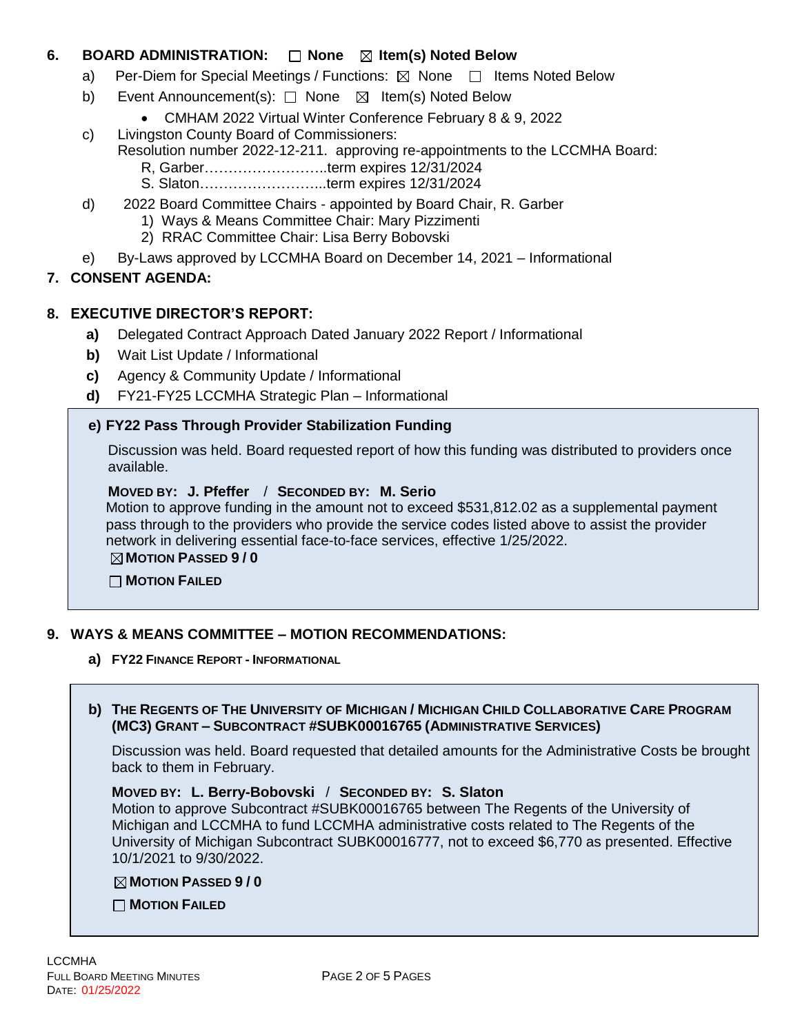**6. BOARD ADMINISTRATION:** ☐ None ☒ Item(s) Noted Below

a) Per-Diem for Special Meetings / Functions: ☒ None ☐ Items Noted Below

b) Event Announcement(s): ☐ None ☒ Item(s) Noted Below

- CMHAM 2022 Virtual Winter Conference February 8 & 9, 2022

c) Livingston County Board of Commissioners:
Resolution number 2022-12-211. approving re-appointments to the LCCMHA Board:
R, Garber……………………..term expires 12/31/2024
S. Slaton……………………...term expires 12/31/2024

d) 2022 Board Committee Chairs - appointed by Board Chair, R. Garber
1) Ways & Means Committee Chair: Mary Pizzimenti
2) RRAC Committee Chair: Lisa Berry Bobovski

e) By-Laws approved by LCCMHA Board on December 14, 2021 – Informational

**7. CONSENT AGENDA:**

**8. EXECUTIVE DIRECTOR'S REPORT:**

**a)** Delegated Contract Approach Dated January 2022 Report / Informational

**b)** Wait List Update / Informational

**c)** Agency & Community Update / Informational

**d)** FY21-FY25 LCCMHA Strategic Plan – Informational

**e) FY22 Pass Through Provider Stabilization Funding**

Discussion was held. Board requested report of how this funding was distributed to providers once available.

**MOVED BY: J. Pfeffer** / **SECONDED BY: M. Serio**
Motion to approve funding in the amount not to exceed $531,812.02 as a supplemental payment pass through to the providers who provide the service codes listed above to assist the provider network in delivering essential face-to-face services, effective 1/25/2022.

☒ **MOTION PASSED 9 / 0**

☐ **MOTION FAILED**

**9. WAYS & MEANS COMMITTEE – MOTION RECOMMENDATIONS:**

**a) FY22 FINANCE REPORT - INFORMATIONAL**

**b) THE REGENTS OF THE UNIVERSITY OF MICHIGAN / MICHIGAN CHILD COLLABORATIVE CARE PROGRAM (MC3) GRANT – SUBCONTRACT #SUBK00016765 (ADMINISTRATIVE SERVICES)**

Discussion was held. Board requested that detailed amounts for the Administrative Costs be brought back to them in February.

**MOVED BY: L. Berry-Bobovski** / **SECONDED BY: S. Slaton**
Motion to approve Subcontract #SUBK00016765 between The Regents of the University of Michigan and LCCMHA to fund LCCMHA administrative costs related to The Regents of the University of Michigan Subcontract SUBK00016777, not to exceed $6,770 as presented. Effective 10/1/2021 to 9/30/2022.

☒ **MOTION PASSED 9 / 0**

☐ **MOTION FAILED**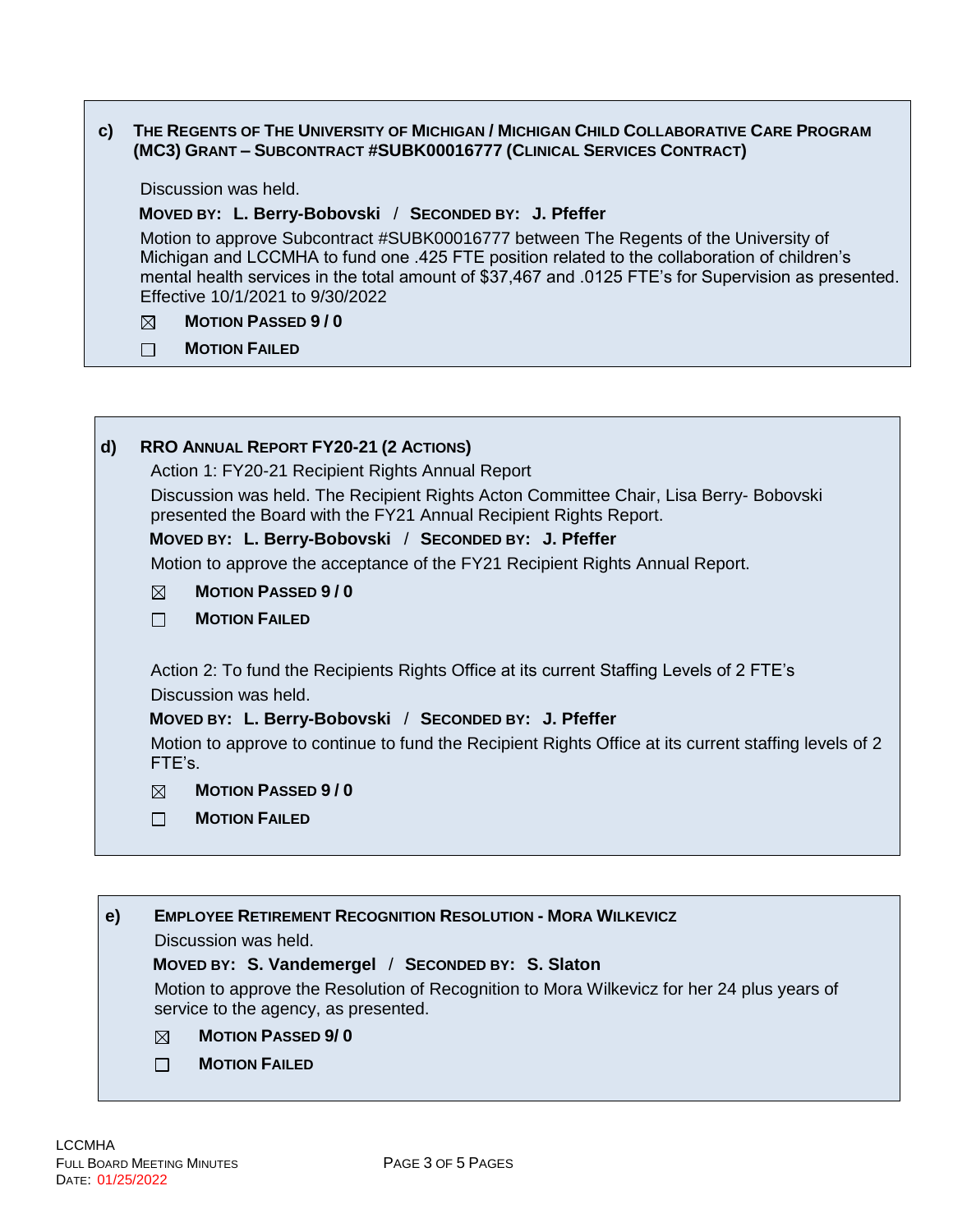**c) THE REGENTS OF THE UNIVERSITY OF MICHIGAN / MICHIGAN CHILD COLLABORATIVE CARE PROGRAM (MC3) GRANT – SUBCONTRACT #SUBK00016777 (CLINICAL SERVICES CONTRACT)**

Discussion was held.

**MOVED BY: L. Berry-Bobovski** / **SECONDED BY: J. Pfeffer**

Motion to approve Subcontract #SUBK00016777 between The Regents of the University of Michigan and LCCMHA to fund one .425 FTE position related to the collaboration of children's mental health services in the total amount of $37,467 and .0125 FTE's for Supervision as presented. Effective 10/1/2021 to 9/30/2022

☒ **MOTION PASSED 9 / 0**

☐ **MOTION FAILED**

**d) RRO ANNUAL REPORT FY20-21 (2 ACTIONS)**

Action 1: FY20-21 Recipient Rights Annual Report

Discussion was held. The Recipient Rights Acton Committee Chair, Lisa Berry- Bobovski presented the Board with the FY21 Annual Recipient Rights Report.

**MOVED BY: L. Berry-Bobovski** / **SECONDED BY: J. Pfeffer**

Motion to approve the acceptance of the FY21 Recipient Rights Annual Report.

☒ **MOTION PASSED 9 / 0**

☐ **MOTION FAILED**

Action 2: To fund the Recipients Rights Office at its current Staffing Levels of 2 FTE's

Discussion was held.

**MOVED BY: L. Berry-Bobovski** / **SECONDED BY: J. Pfeffer**

Motion to approve to continue to fund the Recipient Rights Office at its current staffing levels of 2 FTE's.

☒ **MOTION PASSED 9 / 0**

☐ **MOTION FAILED**

**e) EMPLOYEE RETIREMENT RECOGNITION RESOLUTION - MORA WILKEVICZ**

Discussion was held.

**MOVED BY: S. Vandemergel** / **SECONDED BY: S. Slaton**

Motion to approve the Resolution of Recognition to Mora Wilkevicz for her 24 plus years of service to the agency, as presented.

☒ **MOTION PASSED 9/ 0**

☐ **MOTION FAILED**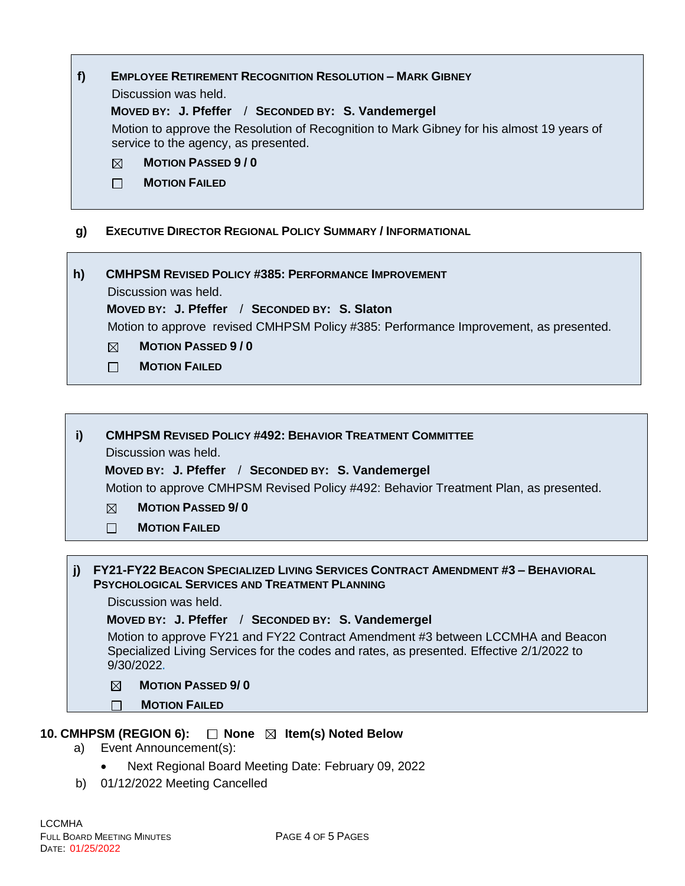**f) EMPLOYEE RETIREMENT RECOGNITION RESOLUTION – MARK GIBNEY**

Discussion was held.

**MOVED BY: J. Pfeffer / SECONDED BY: S. Vandemergel**

Motion to approve the Resolution of Recognition to Mark Gibney for his almost 19 years of service to the agency, as presented.

☒ **MOTION PASSED 9 / 0**

☐ **MOTION FAILED**

**g) EXECUTIVE DIRECTOR REGIONAL POLICY SUMMARY / INFORMATIONAL**

**h) CMHPSM REVISED POLICY #385: PERFORMANCE IMPROVEMENT**

Discussion was held.

**MOVED BY: J. Pfeffer / SECONDED BY: S. Slaton**

Motion to approve revised CMHPSM Policy #385: Performance Improvement, as presented.

☒ **MOTION PASSED 9 / 0**

☐ **MOTION FAILED**

**i) CMHPSM REVISED POLICY #492: BEHAVIOR TREATMENT COMMITTEE**

Discussion was held.

**MOVED BY: J. Pfeffer / SECONDED BY: S. Vandemergel**

Motion to approve CMHPSM Revised Policy #492: Behavior Treatment Plan, as presented.

☒ **MOTION PASSED 9/ 0**

☐ **MOTION FAILED**

**j) FY21-FY22 BEACON SPECIALIZED LIVING SERVICES CONTRACT AMENDMENT #3 – BEHAVIORAL PSYCHOLOGICAL SERVICES AND TREATMENT PLANNING**

Discussion was held.

**MOVED BY: J. Pfeffer / SECONDED BY: S. Vandemergel**

Motion to approve FY21 and FY22 Contract Amendment #3 between LCCMHA and Beacon Specialized Living Services for the codes and rates, as presented. Effective 2/1/2022 to 9/30/2022.

☒ **MOTION PASSED 9/ 0**

☐ **MOTION FAILED**

**10. CMHPSM (REGION 6): ☐ None ☒ Item(s) Noted Below**

a) Event Announcement(s):

- Next Regional Board Meeting Date: February 09, 2022

b) 01/12/2022 Meeting Cancelled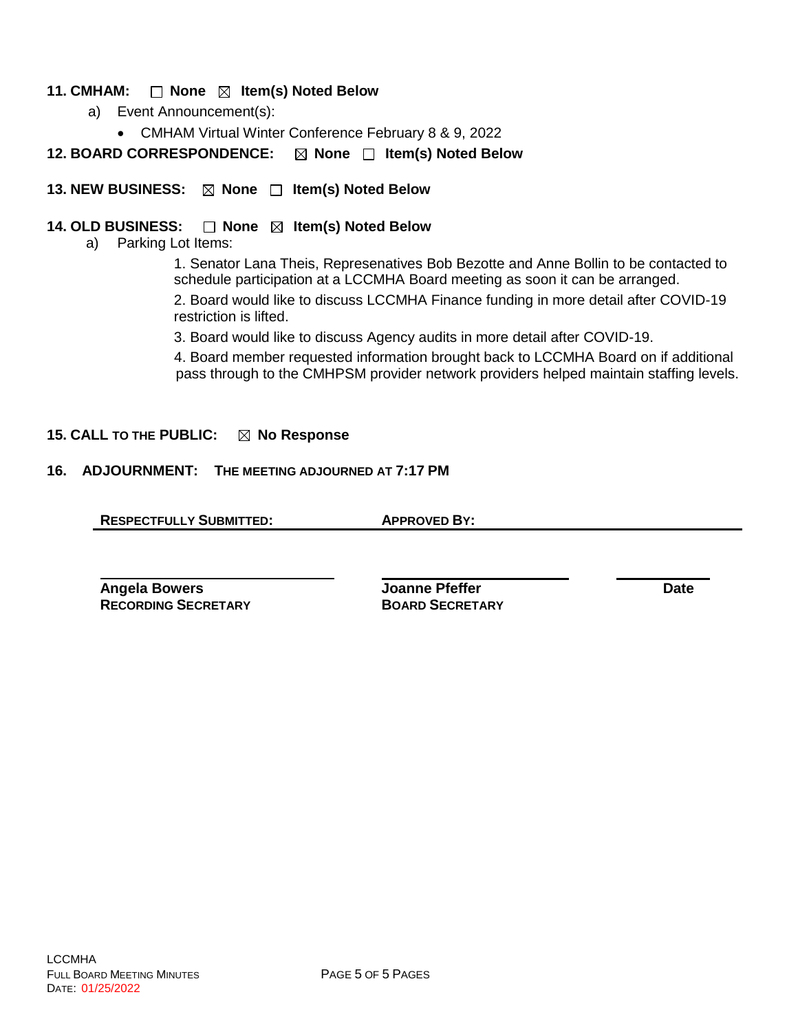**11. CMHAM:** ☐ **None** ☒ **Item(s) Noted Below**

a) Event Announcement(s):

- CMHAM Virtual Winter Conference February 8 & 9, 2022

**12. BOARD CORRESPONDENCE:** ☒ **None** ☐ **Item(s) Noted Below**

**13. NEW BUSINESS:** ☒ **None** ☐ **Item(s) Noted Below**

**14. OLD BUSINESS:** ☐ **None** ☒ **Item(s) Noted Below**

a) Parking Lot Items:

1. Senator Lana Theis, Represenatives Bob Bezotte and Anne Bollin to be contacted to schedule participation at a LCCMHA Board meeting as soon it can be arranged.
2. Board would like to discuss LCCMHA Finance funding in more detail after COVID-19 restriction is lifted.
3. Board would like to discuss Agency audits in more detail after COVID-19.
4. Board member requested information brought back to LCCMHA Board on if additional pass through to the CMHPSM provider network providers helped maintain staffing levels.

**15. CALL TO THE PUBLIC:** ☒ **No Response**

**16. ADJOURNMENT: THE MEETING ADJOURNED AT 7:17 PM**

| **RESPECTFULLY SUBMITTED:** | **APPROVED BY:** | |
|---|---|---|
| **Angela Bowers** | **Joanne Pfeffer** | **Date** |
| **RECORDING SECRETARY** | **BOARD SECRETARY** | |

LCCMHA
FULL BOARD MEETING MINUTES
DATE: 01/25/2022